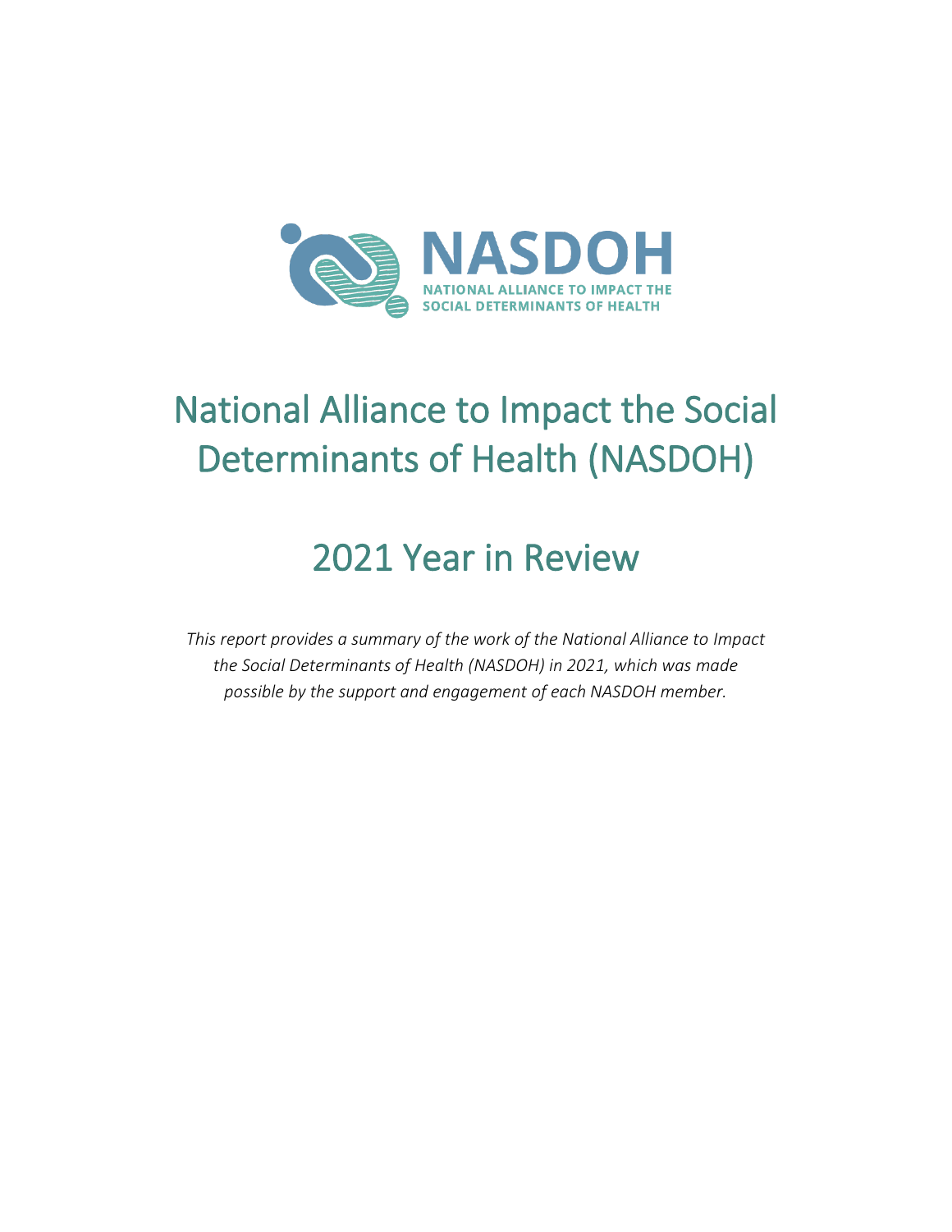# National Alliance to Impact the Social Determinants of Health (NASDOH)

# 2021 Year in Review

*This report provides a summary of the work of the National Alliance to Impact the Social Determinants of Health (NASDOH) in 2021, which was made possible by the support and engagement of each NASDOH member.*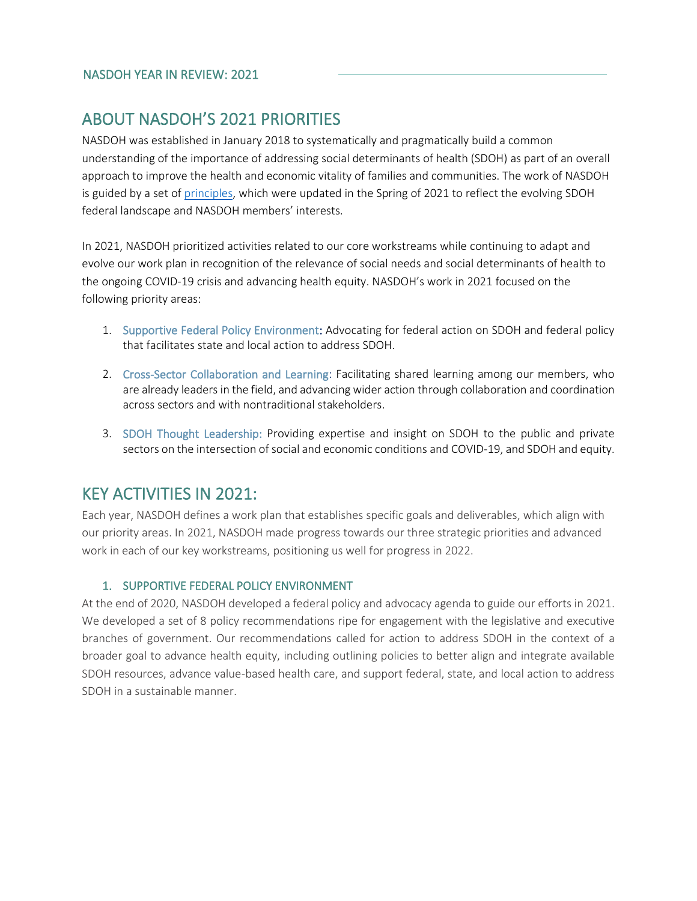# ABOUT NASDOH'S 2021 PRIORITIES

NASDOH was established in January 2018 to systematically and pragmatically build a common understanding of the importance of addressing social determinants of health (SDOH) as part of an overall approach to improve the health and economic vitality of families and communities. The work of NASDOH is guided by a set of [principles](), which were updated in the Spring of 2021 to reflect the evolving SDOH federal landscape and NASDOH members' interests.

In 2021, NASDOH prioritized activities related to our core workstreams while continuing to adapt and evolve our work plan in recognition of the relevance of social needs and social determinants of health to the ongoing COVID-19 crisis and advancing health equity. NASDOH's work in 2021 focused on the following priority areas:

1. Supportive Federal Policy Environment: Advocating for federal action on SDOH and federal policy that facilitates state and local action to address SDOH.
2. Cross-Sector Collaboration and Learning: Facilitating shared learning among our members, who are already leaders in the field, and advancing wider action through collaboration and coordination across sectors and with nontraditional stakeholders.
3. SDOH Thought Leadership: Providing expertise and insight on SDOH to the public and private sectors on the intersection of social and economic conditions and COVID-19, and SDOH and equity.

# KEY ACTIVITIES IN 2021:

Each year, NASDOH defines a work plan that establishes specific goals and deliverables, which align with our priority areas. In 2021, NASDOH made progress towards our three strategic priorities and advanced work in each of our key workstreams, positioning us well for progress in 2022.

## 1. SUPPORTIVE FEDERAL POLICY ENVIRONMENT

At the end of 2020, NASDOH developed a federal policy and advocacy agenda to guide our efforts in 2021. We developed a set of 8 policy recommendations ripe for engagement with the legislative and executive branches of government. Our recommendations called for action to address SDOH in the context of a broader goal to advance health equity, including outlining policies to better align and integrate available SDOH resources, advance value-based health care, and support federal, state, and local action to address SDOH in a sustainable manner.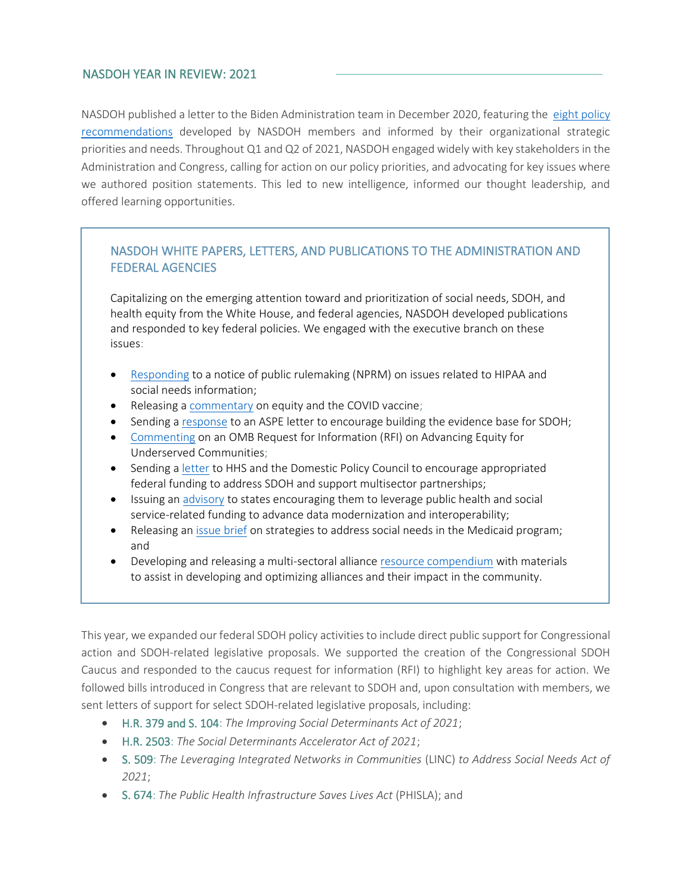## NASDOH YEAR IN REVIEW: 2021

NASDOH published a letter to the Biden Administration team in December 2020, featuring the eight policy recommendations developed by NASDOH members and informed by their organizational strategic priorities and needs. Throughout Q1 and Q2 of 2021, NASDOH engaged widely with key stakeholders in the Administration and Congress, calling for action on our policy priorities, and advocating for key issues where we authored position statements. This led to new intelligence, informed our thought leadership, and offered learning opportunities.

### NASDOH WHITE PAPERS, LETTERS, AND PUBLICATIONS TO THE ADMINISTRATION AND FEDERAL AGENCIES

Capitalizing on the emerging attention toward and prioritization of social needs, SDOH, and health equity from the White House, and federal agencies, NASDOH developed publications and responded to key federal policies. We engaged with the executive branch on these issues:

- Responding to a notice of public rulemaking (NPRM) on issues related to HIPAA and social needs information;
- Releasing a commentary on equity and the COVID vaccine;
- Sending a response to an ASPE letter to encourage building the evidence base for SDOH;
- Commenting on an OMB Request for Information (RFI) on Advancing Equity for Underserved Communities;
- Sending a letter to HHS and the Domestic Policy Council to encourage appropriated federal funding to address SDOH and support multisector partnerships;
- Issuing an advisory to states encouraging them to leverage public health and social service-related funding to advance data modernization and interoperability;
- Releasing an issue brief on strategies to address social needs in the Medicaid program; and
- Developing and releasing a multi-sectoral alliance resource compendium with materials to assist in developing and optimizing alliances and their impact in the community.

This year, we expanded our federal SDOH policy activities to include direct public support for Congressional action and SDOH-related legislative proposals. We supported the creation of the Congressional SDOH Caucus and responded to the caucus request for information (RFI) to highlight key areas for action. We followed bills introduced in Congress that are relevant to SDOH and, upon consultation with members, we sent letters of support for select SDOH-related legislative proposals, including:

- H.R. 379 and S. 104: *The Improving Social Determinants Act of 2021*;
- H.R. 2503: *The Social Determinants Accelerator Act of 2021*;
- S. 509: *The Leveraging Integrated Networks in Communities* (LINC) *to Address Social Needs Act of 2021*;
- S. 674: *The Public Health Infrastructure Saves Lives Act* (PHISLA); and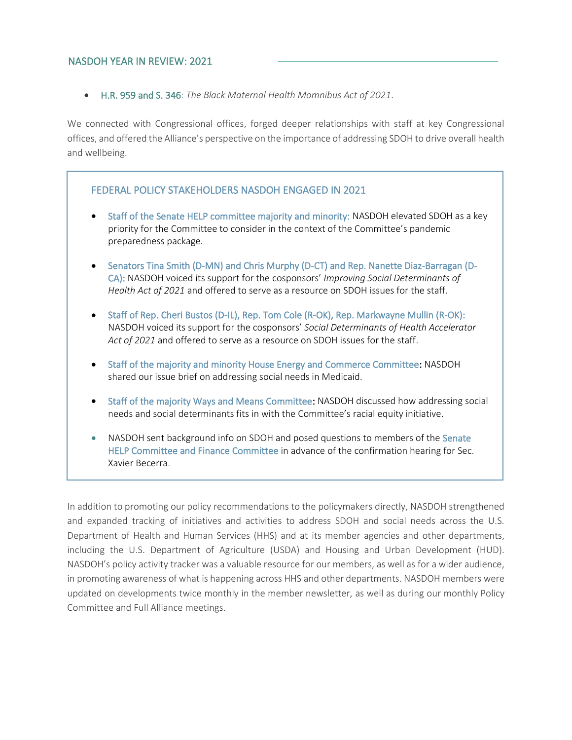- H.R. 959 and S. 346: *The Black Maternal Health Momnibus Act of 2021*.

We connected with Congressional offices, forged deeper relationships with staff at key Congressional offices, and offered the Alliance's perspective on the importance of addressing SDOH to drive overall health and wellbeing.

### FEDERAL POLICY STAKEHOLDERS NASDOH ENGAGED IN 2021

- Staff of the Senate HELP committee majority and minority: NASDOH elevated SDOH as a key priority for the Committee to consider in the context of the Committee's pandemic preparedness package.
- Senators Tina Smith (D-MN) and Chris Murphy (D-CT) and Rep. Nanette Diaz-Barragan (D-CA): NASDOH voiced its support for the cosponsors' *Improving Social Determinants of Health Act of 2021* and offered to serve as a resource on SDOH issues for the staff.
- Staff of Rep. Cheri Bustos (D-IL), Rep. Tom Cole (R-OK), Rep. Markwayne Mullin (R-OK): NASDOH voiced its support for the cosponsors' *Social Determinants of Health Accelerator Act of 2021* and offered to serve as a resource on SDOH issues for the staff.
- Staff of the majority and minority House Energy and Commerce Committee: NASDOH shared our issue brief on addressing social needs in Medicaid.
- Staff of the majority Ways and Means Committee: NASDOH discussed how addressing social needs and social determinants fits in with the Committee's racial equity initiative.
- NASDOH sent background info on SDOH and posed questions to members of the Senate HELP Committee and Finance Committee in advance of the confirmation hearing for Sec. Xavier Becerra.

In addition to promoting our policy recommendations to the policymakers directly, NASDOH strengthened and expanded tracking of initiatives and activities to address SDOH and social needs across the U.S. Department of Health and Human Services (HHS) and at its member agencies and other departments, including the U.S. Department of Agriculture (USDA) and Housing and Urban Development (HUD). NASDOH's policy activity tracker was a valuable resource for our members, as well as for a wider audience, in promoting awareness of what is happening across HHS and other departments. NASDOH members were updated on developments twice monthly in the member newsletter, as well as during our monthly Policy Committee and Full Alliance meetings.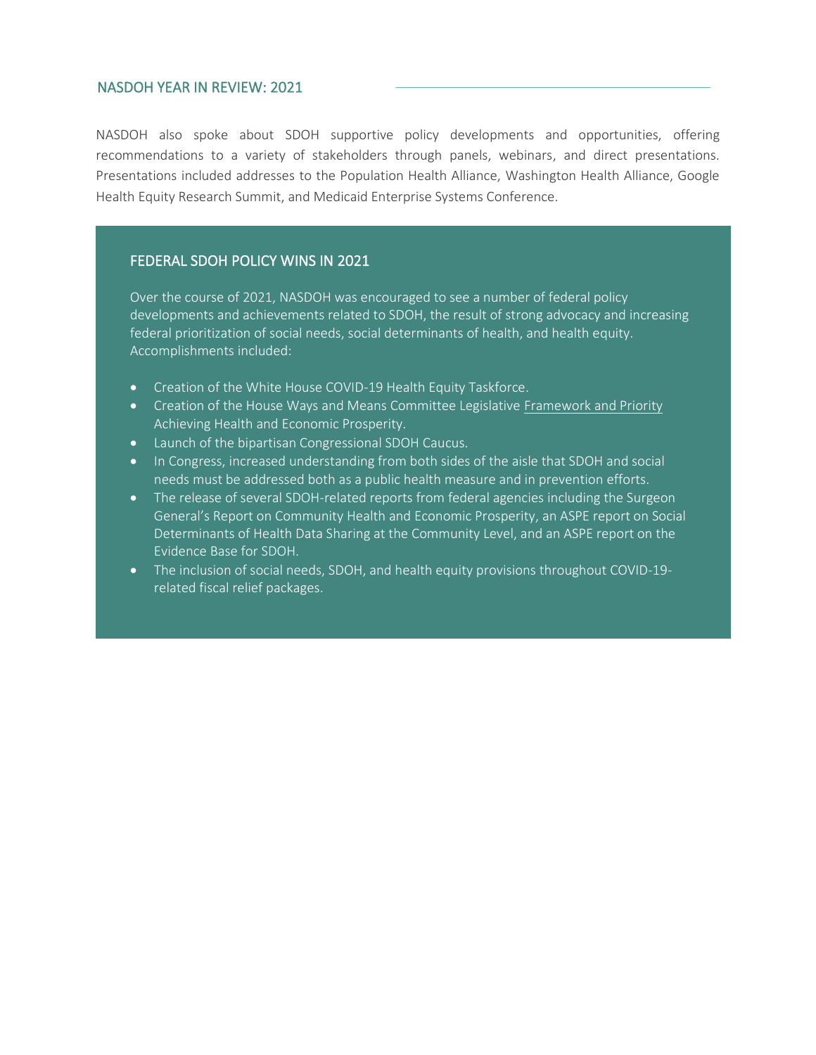NASDOH also spoke about SDOH supportive policy developments and opportunities, offering recommendations to a variety of stakeholders through panels, webinars, and direct presentations. Presentations included addresses to the Population Health Alliance, Washington Health Alliance, Google Health Equity Research Summit, and Medicaid Enterprise Systems Conference.

## FEDERAL SDOH POLICY WINS IN 2021

Over the course of 2021, NASDOH was encouraged to see a number of federal policy developments and achievements related to SDOH, the result of strong advocacy and increasing federal prioritization of social needs, social determinants of health, and health equity. Accomplishments included:

- Creation of the White House COVID-19 Health Equity Taskforce.
- Creation of the House Ways and Means Committee Legislative Framework and Priority Achieving Health and Economic Prosperity.
- Launch of the bipartisan Congressional SDOH Caucus.
- In Congress, increased understanding from both sides of the aisle that SDOH and social needs must be addressed both as a public health measure and in prevention efforts.
- The release of several SDOH-related reports from federal agencies including the Surgeon General's Report on Community Health and Economic Prosperity, an ASPE report on Social Determinants of Health Data Sharing at the Community Level, and an ASPE report on the Evidence Base for SDOH.
- The inclusion of social needs, SDOH, and health equity provisions throughout COVID-19-related fiscal relief packages.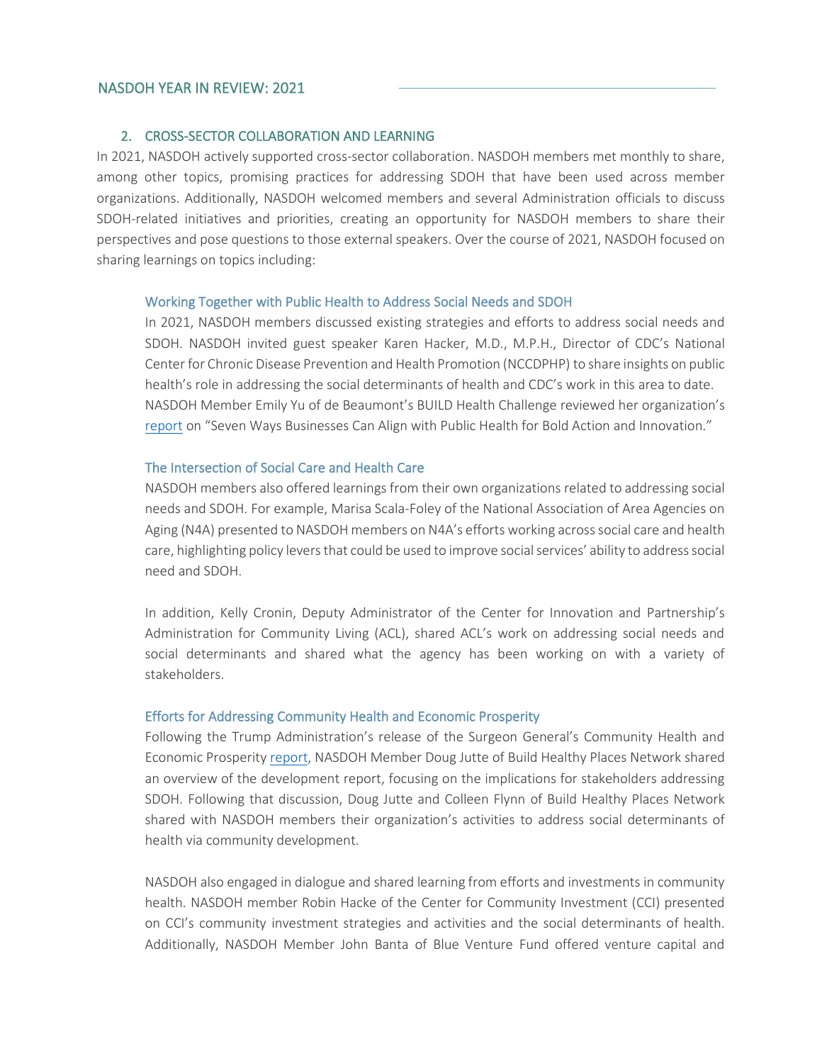## 2. CROSS-SECTOR COLLABORATION AND LEARNING

In 2021, NASDOH actively supported cross-sector collaboration. NASDOH members met monthly to share, among other topics, promising practices for addressing SDOH that have been used across member organizations. Additionally, NASDOH welcomed members and several Administration officials to discuss SDOH-related initiatives and priorities, creating an opportunity for NASDOH members to share their perspectives and pose questions to those external speakers. Over the course of 2021, NASDOH focused on sharing learnings on topics including:

### Working Together with Public Health to Address Social Needs and SDOH

In 2021, NASDOH members discussed existing strategies and efforts to address social needs and SDOH. NASDOH invited guest speaker Karen Hacker, M.D., M.P.H., Director of CDC's National Center for Chronic Disease Prevention and Health Promotion (NCCDPHP) to share insights on public health's role in addressing the social determinants of health and CDC's work in this area to date. NASDOH Member Emily Yu of de Beaumont's BUILD Health Challenge reviewed her organization's report on "Seven Ways Businesses Can Align with Public Health for Bold Action and Innovation."

### The Intersection of Social Care and Health Care

NASDOH members also offered learnings from their own organizations related to addressing social needs and SDOH. For example, Marisa Scala-Foley of the National Association of Area Agencies on Aging (N4A) presented to NASDOH members on N4A's efforts working across social care and health care, highlighting policy levers that could be used to improve social services' ability to address social need and SDOH.

In addition, Kelly Cronin, Deputy Administrator of the Center for Innovation and Partnership's Administration for Community Living (ACL), shared ACL's work on addressing social needs and social determinants and shared what the agency has been working on with a variety of stakeholders.

### Efforts for Addressing Community Health and Economic Prosperity

Following the Trump Administration's release of the Surgeon General's Community Health and Economic Prosperity report, NASDOH Member Doug Jutte of Build Healthy Places Network shared an overview of the development report, focusing on the implications for stakeholders addressing SDOH. Following that discussion, Doug Jutte and Colleen Flynn of Build Healthy Places Network shared with NASDOH members their organization's activities to address social determinants of health via community development.

NASDOH also engaged in dialogue and shared learning from efforts and investments in community health. NASDOH member Robin Hacke of the Center for Community Investment (CCI) presented on CCI's community investment strategies and activities and the social determinants of health. Additionally, NASDOH Member John Banta of Blue Venture Fund offered venture capital and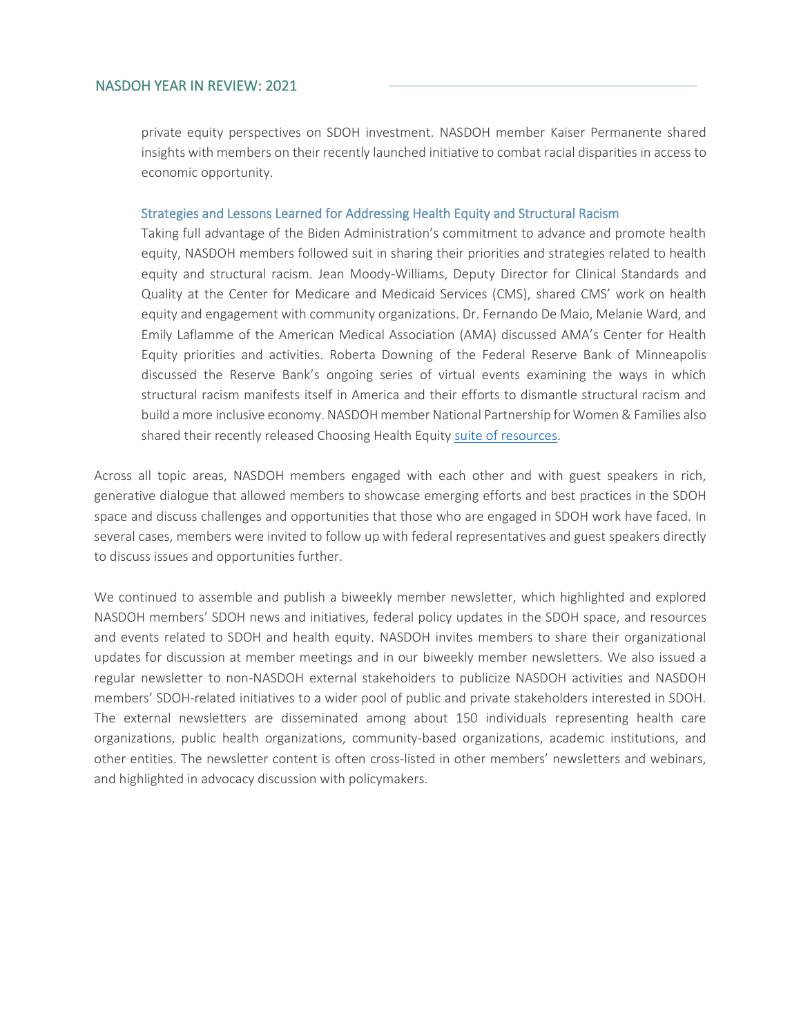private equity perspectives on SDOH investment. NASDOH member Kaiser Permanente shared insights with members on their recently launched initiative to combat racial disparities in access to economic opportunity.

### Strategies and Lessons Learned for Addressing Health Equity and Structural Racism

Taking full advantage of the Biden Administration's commitment to advance and promote health equity, NASDOH members followed suit in sharing their priorities and strategies related to health equity and structural racism. Jean Moody-Williams, Deputy Director for Clinical Standards and Quality at the Center for Medicare and Medicaid Services (CMS), shared CMS' work on health equity and engagement with community organizations. Dr. Fernando De Maio, Melanie Ward, and Emily Laflamme of the American Medical Association (AMA) discussed AMA's Center for Health Equity priorities and activities. Roberta Downing of the Federal Reserve Bank of Minneapolis discussed the Reserve Bank's ongoing series of virtual events examining the ways in which structural racism manifests itself in America and their efforts to dismantle structural racism and build a more inclusive economy. NASDOH member National Partnership for Women & Families also shared their recently released Choosing Health Equity suite of resources.

Across all topic areas, NASDOH members engaged with each other and with guest speakers in rich, generative dialogue that allowed members to showcase emerging efforts and best practices in the SDOH space and discuss challenges and opportunities that those who are engaged in SDOH work have faced. In several cases, members were invited to follow up with federal representatives and guest speakers directly to discuss issues and opportunities further.

We continued to assemble and publish a biweekly member newsletter, which highlighted and explored NASDOH members' SDOH news and initiatives, federal policy updates in the SDOH space, and resources and events related to SDOH and health equity. NASDOH invites members to share their organizational updates for discussion at member meetings and in our biweekly member newsletters. We also issued a regular newsletter to non-NASDOH external stakeholders to publicize NASDOH activities and NASDOH members' SDOH-related initiatives to a wider pool of public and private stakeholders interested in SDOH. The external newsletters are disseminated among about 150 individuals representing health care organizations, public health organizations, community-based organizations, academic institutions, and other entities. The newsletter content is often cross-listed in other members' newsletters and webinars, and highlighted in advocacy discussion with policymakers.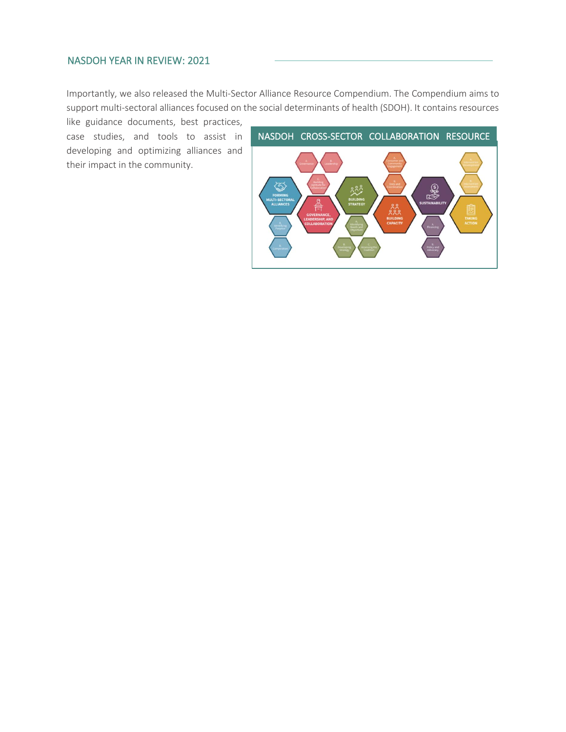Importantly, we also released the Multi-Sector Alliance Resource Compendium. The Compendium aims to support multi-sectoral alliances focused on the social determinants of health (SDOH). It contains resources like guidance documents, best practices, case studies, and tools to assist in developing and optimizing alliances and their impact in the community.

NASDOH CROSS-SECTOR COLLABORATION RESOURCE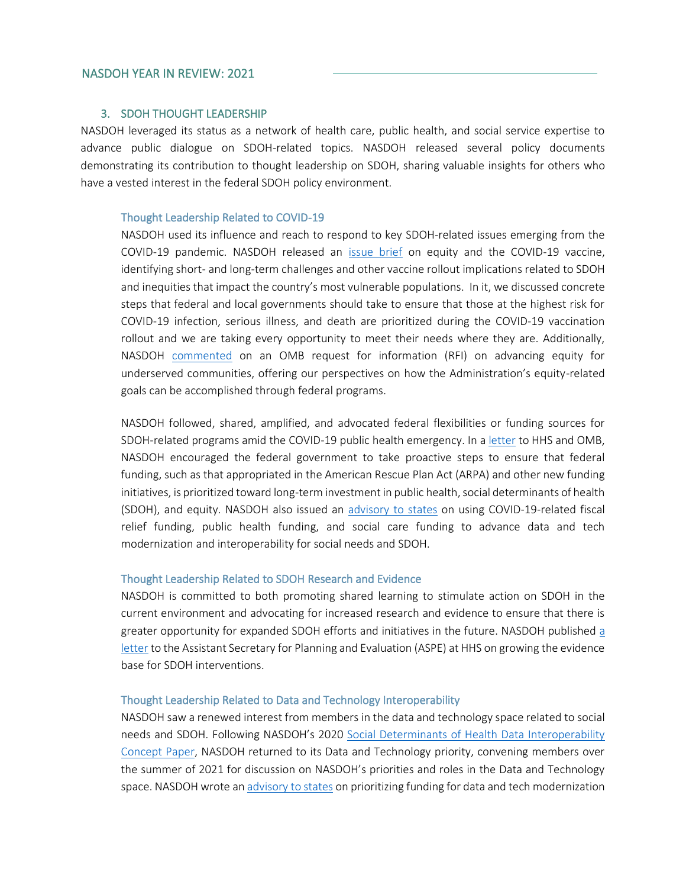## 3. SDOH THOUGHT LEADERSHIP

NASDOH leveraged its status as a network of health care, public health, and social service expertise to advance public dialogue on SDOH-related topics. NASDOH released several policy documents demonstrating its contribution to thought leadership on SDOH, sharing valuable insights for others who have a vested interest in the federal SDOH policy environment.

### Thought Leadership Related to COVID-19

NASDOH used its influence and reach to respond to key SDOH-related issues emerging from the COVID-19 pandemic. NASDOH released an issue brief on equity and the COVID-19 vaccine, identifying short- and long-term challenges and other vaccine rollout implications related to SDOH and inequities that impact the country's most vulnerable populations. In it, we discussed concrete steps that federal and local governments should take to ensure that those at the highest risk for COVID-19 infection, serious illness, and death are prioritized during the COVID-19 vaccination rollout and we are taking every opportunity to meet their needs where they are. Additionally, NASDOH commented on an OMB request for information (RFI) on advancing equity for underserved communities, offering our perspectives on how the Administration's equity-related goals can be accomplished through federal programs.

NASDOH followed, shared, amplified, and advocated federal flexibilities or funding sources for SDOH-related programs amid the COVID-19 public health emergency. In a letter to HHS and OMB, NASDOH encouraged the federal government to take proactive steps to ensure that federal funding, such as that appropriated in the American Rescue Plan Act (ARPA) and other new funding initiatives, is prioritized toward long-term investment in public health, social determinants of health (SDOH), and equity. NASDOH also issued an advisory to states on using COVID-19-related fiscal relief funding, public health funding, and social care funding to advance data and tech modernization and interoperability for social needs and SDOH.

### Thought Leadership Related to SDOH Research and Evidence

NASDOH is committed to both promoting shared learning to stimulate action on SDOH in the current environment and advocating for increased research and evidence to ensure that there is greater opportunity for expanded SDOH efforts and initiatives in the future. NASDOH published a letter to the Assistant Secretary for Planning and Evaluation (ASPE) at HHS on growing the evidence base for SDOH interventions.

### Thought Leadership Related to Data and Technology Interoperability

NASDOH saw a renewed interest from members in the data and technology space related to social needs and SDOH. Following NASDOH's 2020 Social Determinants of Health Data Interoperability Concept Paper, NASDOH returned to its Data and Technology priority, convening members over the summer of 2021 for discussion on NASDOH's priorities and roles in the Data and Technology space. NASDOH wrote an advisory to states on prioritizing funding for data and tech modernization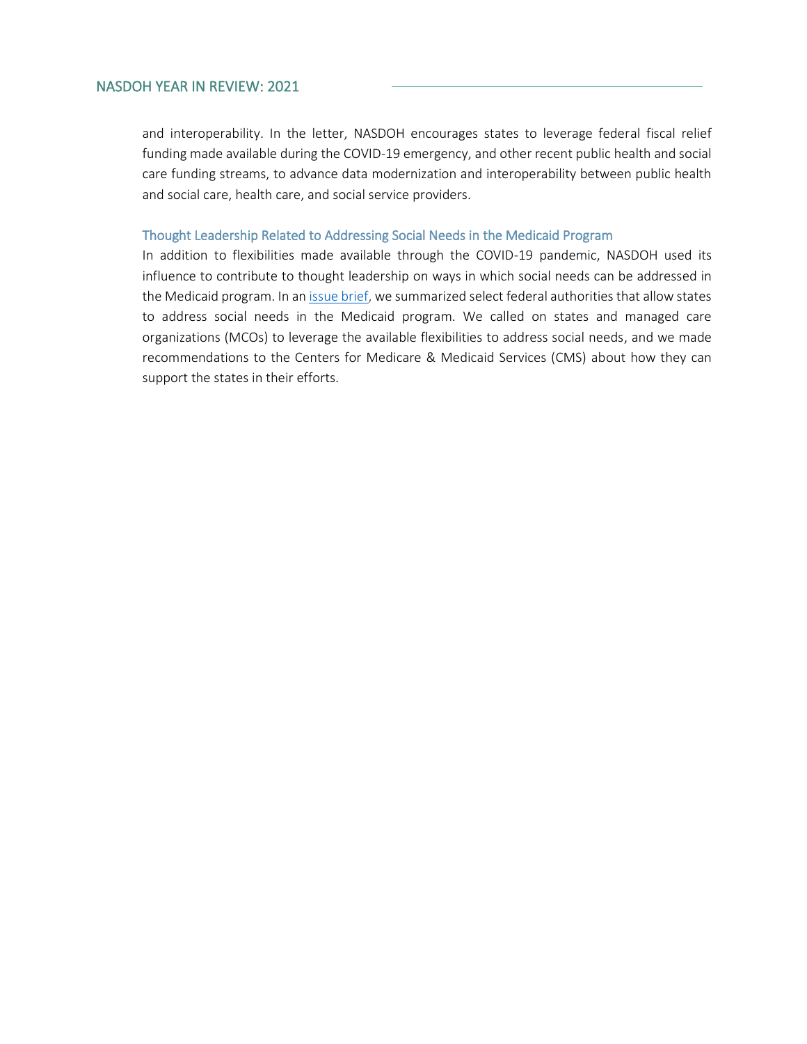and interoperability. In the letter, NASDOH encourages states to leverage federal fiscal relief funding made available during the COVID-19 emergency, and other recent public health and social care funding streams, to advance data modernization and interoperability between public health and social care, health care, and social service providers.

### Thought Leadership Related to Addressing Social Needs in the Medicaid Program

In addition to flexibilities made available through the COVID-19 pandemic, NASDOH used its influence to contribute to thought leadership on ways in which social needs can be addressed in the Medicaid program. In an issue brief, we summarized select federal authorities that allow states to address social needs in the Medicaid program. We called on states and managed care organizations (MCOs) to leverage the available flexibilities to address social needs, and we made recommendations to the Centers for Medicare & Medicaid Services (CMS) about how they can support the states in their efforts.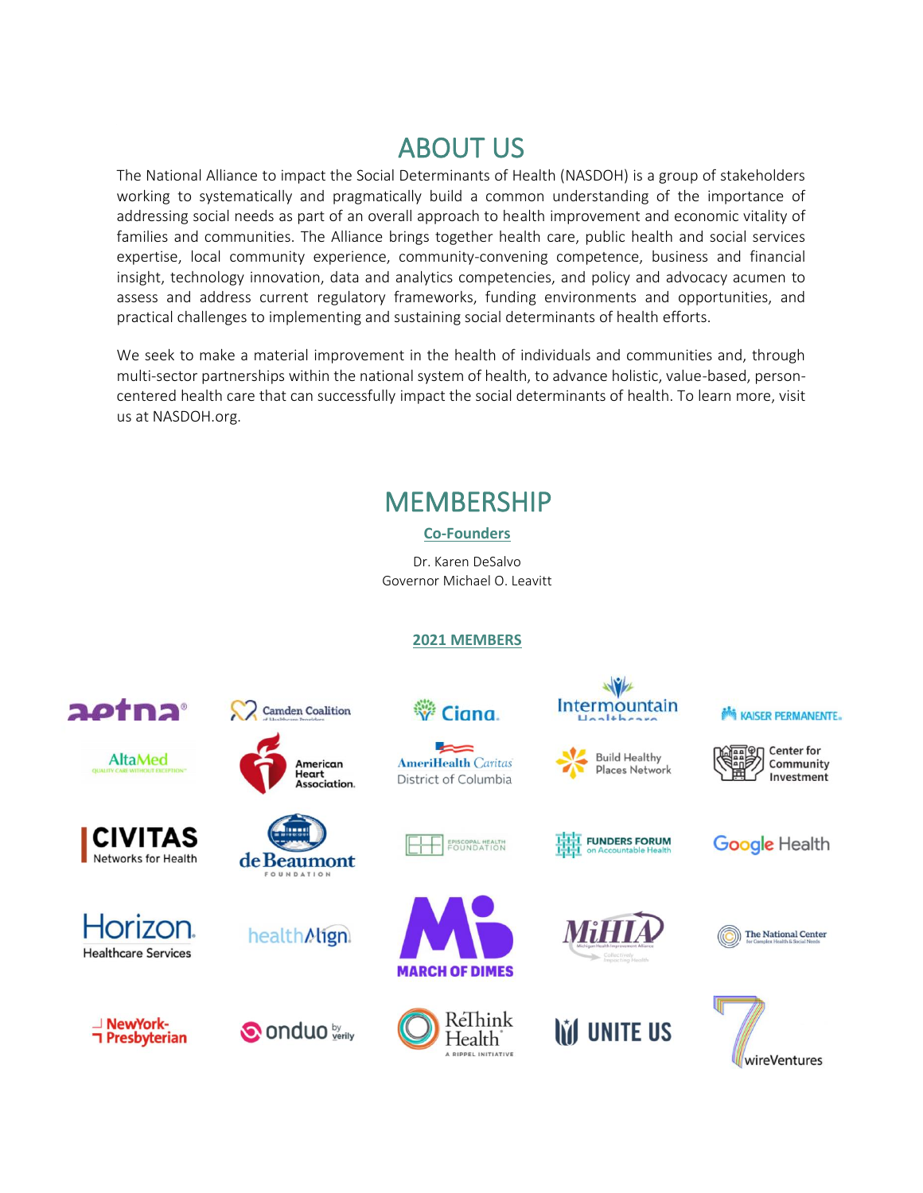# ABOUT US

The National Alliance to impact the Social Determinants of Health (NASDOH) is a group of stakeholders working to systematically and pragmatically build a common understanding of the importance of addressing social needs as part of an overall approach to health improvement and economic vitality of families and communities. The Alliance brings together health care, public health and social services expertise, local community experience, community-convening competence, business and financial insight, technology innovation, data and analytics competencies, and policy and advocacy acumen to assess and address current regulatory frameworks, funding environments and opportunities, and practical challenges to implementing and sustaining social determinants of health efforts.

We seek to make a material improvement in the health of individuals and communities and, through multi-sector partnerships within the national system of health, to advance holistic, value-based, person-centered health care that can successfully impact the social determinants of health. To learn more, visit us at NASDOH.org.

# MEMBERSHIP

**Co-Founders**

Dr. Karen DeSalvo
Governor Michael O. Leavitt

**2021 MEMBERS**

aetna
Camden Coalition of Healthcare Providers
Cigna
Intermountain Healthcare
KAISER PERMANENTE
AltaMed
American Heart Association
AmeriHealth Caritas District of Columbia
Build Healthy Places Network
Center for Community Investment
CIVITAS Networks for Health
deBeaumont Foundation
Episcopal Health Foundation
Funders Forum on Accountable Health
Google Health
Horizon Healthcare Services
healthAlign
March of Dimes
MiHIA
The National Center for Complex Health & Social Needs
NewYork-Presbyterian
onduo by verily
ReThink Health
UNITE US
7wireVentures